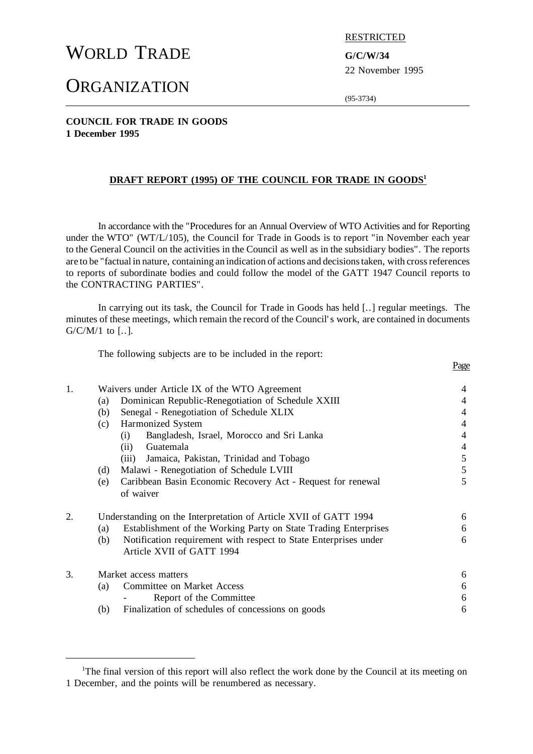WORLD TRADE

ORGANIZATION

RESTRICTED

**G/C/W/34**

22 November 1995

(95-3734)

**COUNCIL FOR TRADE IN GOODS**
**1 December 1995**

## DRAFT REPORT (1995) OF THE COUNCIL FOR TRADE IN GOODS[1]

In accordance with the "Procedures for an Annual Overview of WTO Activities and for Reporting under the WTO" (WT/L/105), the Council for Trade in Goods is to report "in November each year to the General Council on the activities in the Council as well as in the subsidiary bodies". The reports are to be "factual in nature, containing an indication of actions and decisions taken, with cross references to reports of subordinate bodies and could follow the model of the GATT 1947 Council reports to the CONTRACTING PARTIES".

In carrying out its task, the Council for Trade in Goods has held [..] regular meetings. The minutes of these meetings, which remain the record of the Council's work, are contained in documents G/C/M/1 to [..].

The following subjects are to be included in the report:

| | | Page |
|---|---|---|
| 1. | Waivers under Article IX of the WTO Agreement | 4 |
| | (a) Dominican Republic-Renegotiation of Schedule XXIII | 4 |
| | (b) Senegal - Renegotiation of Schedule XLIX | 4 |
| | (c) Harmonized System | 4 |
| | (i) Bangladesh, Israel, Morocco and Sri Lanka | 4 |
| | (ii) Guatemala | 4 |
| | (iii) Jamaica, Pakistan, Trinidad and Tobago | 5 |
| | (d) Malawi - Renegotiation of Schedule LVIII | 5 |
| | (e) Caribbean Basin Economic Recovery Act - Request for renewal of waiver | 5 |
| 2. | Understanding on the Interpretation of Article XVII of GATT 1994 | 6 |
| | (a) Establishment of the Working Party on State Trading Enterprises | 6 |
| | (b) Notification requirement with respect to State Enterprises under Article XVII of GATT 1994 | 6 |
| 3. | Market access matters | 6 |
| | (a) Committee on Market Access | 6 |
| | - Report of the Committee | 6 |
| | (b) Finalization of schedules of concessions on goods | 6 |

[1]The final version of this report will also reflect the work done by the Council at its meeting on 1 December, and the points will be renumbered as necessary.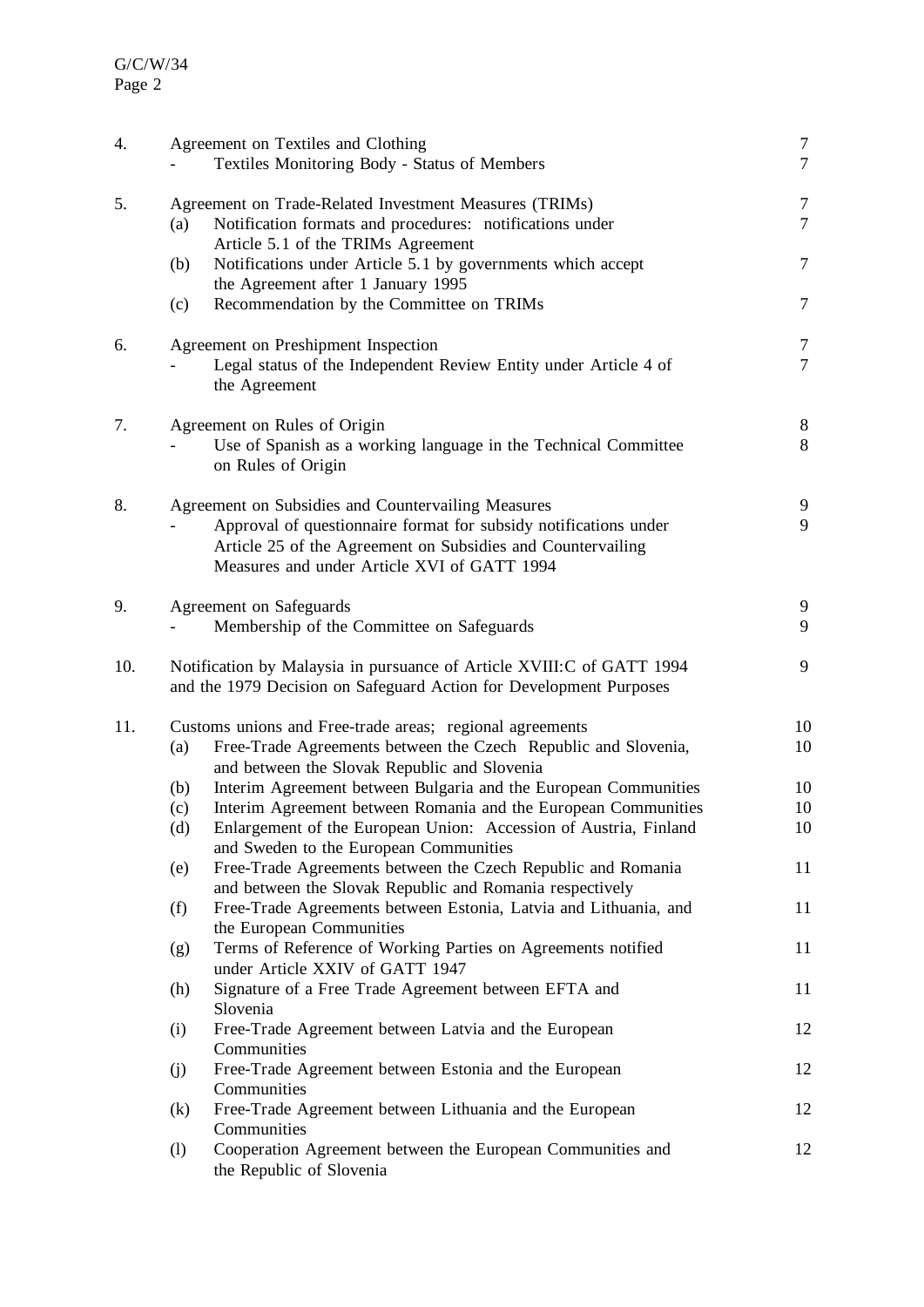| | | |
|---|---|---|
| 4. | Agreement on Textiles and Clothing | 7 |
| | - Textiles Monitoring Body - Status of Members | 7 |
| 5. | Agreement on Trade-Related Investment Measures (TRIMs) | 7 |
| | (a) Notification formats and procedures: notifications under Article 5.1 of the TRIMs Agreement | 7 |
| | (b) Notifications under Article 5.1 by governments which accept the Agreement after 1 January 1995 | 7 |
| | (c) Recommendation by the Committee on TRIMs | 7 |
| 6. | Agreement on Preshipment Inspection | 7 |
| | - Legal status of the Independent Review Entity under Article 4 of the Agreement | 7 |
| 7. | Agreement on Rules of Origin | 8 |
| | - Use of Spanish as a working language in the Technical Committee on Rules of Origin | 8 |
| 8. | Agreement on Subsidies and Countervailing Measures | 9 |
| | - Approval of questionnaire format for subsidy notifications under Article 25 of the Agreement on Subsidies and Countervailing Measures and under Article XVI of GATT 1994 | 9 |
| 9. | Agreement on Safeguards | 9 |
| | - Membership of the Committee on Safeguards | 9 |
| 10. | Notification by Malaysia in pursuance of Article XVIII:C of GATT 1994 and the 1979 Decision on Safeguard Action for Development Purposes | 9 |
| 11. | Customs unions and Free-trade areas; regional agreements | 10 |
| | (a) Free-Trade Agreements between the Czech Republic and Slovenia, and between the Slovak Republic and Slovenia | 10 |
| | (b) Interim Agreement between Bulgaria and the European Communities | 10 |
| | (c) Interim Agreement between Romania and the European Communities | 10 |
| | (d) Enlargement of the European Union: Accession of Austria, Finland and Sweden to the European Communities | 10 |
| | (e) Free-Trade Agreements between the Czech Republic and Romania and between the Slovak Republic and Romania respectively | 11 |
| | (f) Free-Trade Agreements between Estonia, Latvia and Lithuania, and the European Communities | 11 |
| | (g) Terms of Reference of Working Parties on Agreements notified under Article XXIV of GATT 1947 | 11 |
| | (h) Signature of a Free Trade Agreement between EFTA and Slovenia | 11 |
| | (i) Free-Trade Agreement between Latvia and the European Communities | 12 |
| | (j) Free-Trade Agreement between Estonia and the European Communities | 12 |
| | (k) Free-Trade Agreement between Lithuania and the European Communities | 12 |
| | (l) Cooperation Agreement between the European Communities and the Republic of Slovenia | 12 |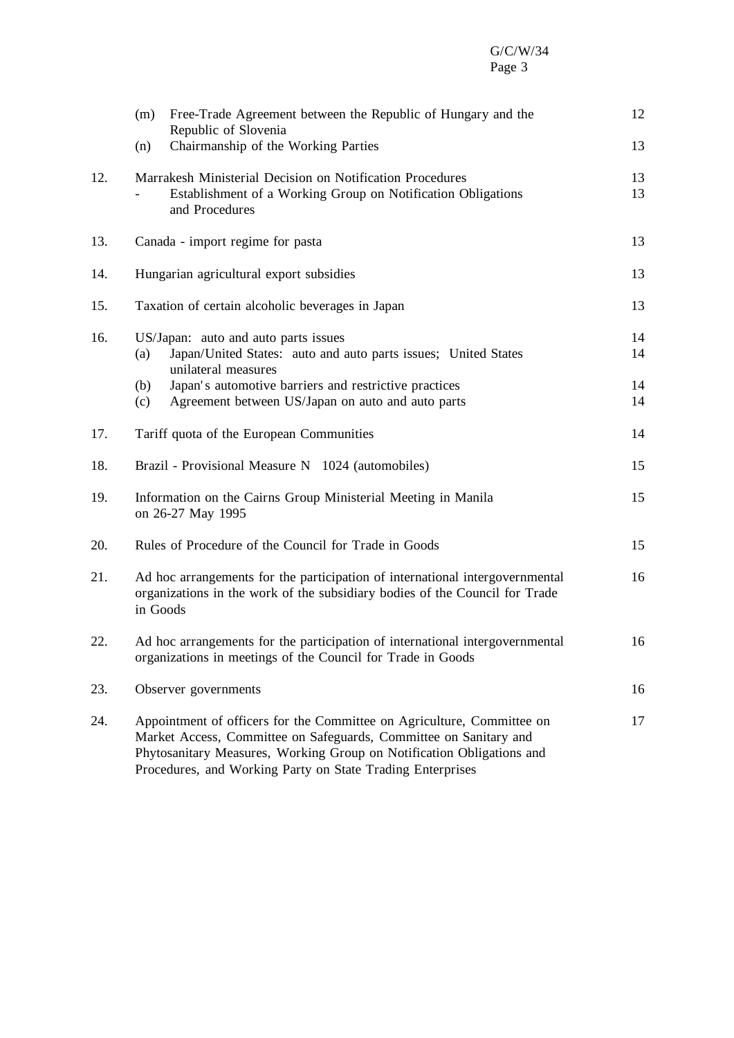| | | |
|---|---|---|
| | (m) Free-Trade Agreement between the Republic of Hungary and the Republic of Slovenia | 12 |
| | (n) Chairmanship of the Working Parties | 13 |
| 12. | Marrakesh Ministerial Decision on Notification Procedures | 13 |
| | - Establishment of a Working Group on Notification Obligations and Procedures | 13 |
| 13. | Canada - import regime for pasta | 13 |
| 14. | Hungarian agricultural export subsidies | 13 |
| 15. | Taxation of certain alcoholic beverages in Japan | 13 |
| 16. | US/Japan: auto and auto parts issues | 14 |
| | (a) Japan/United States: auto and auto parts issues; United States unilateral measures | 14 |
| | (b) Japan's automotive barriers and restrictive practices | 14 |
| | (c) Agreement between US/Japan on auto and auto parts | 14 |
| 17. | Tariff quota of the European Communities | 14 |
| 18. | Brazil - Provisional Measure N 1024 (automobiles) | 15 |
| 19. | Information on the Cairns Group Ministerial Meeting in Manila on 26-27 May 1995 | 15 |
| 20. | Rules of Procedure of the Council for Trade in Goods | 15 |
| 21. | Ad hoc arrangements for the participation of international intergovernmental organizations in the work of the subsidiary bodies of the Council for Trade in Goods | 16 |
| 22. | Ad hoc arrangements for the participation of international intergovernmental organizations in meetings of the Council for Trade in Goods | 16 |
| 23. | Observer governments | 16 |
| 24. | Appointment of officers for the Committee on Agriculture, Committee on Market Access, Committee on Safeguards, Committee on Sanitary and Phytosanitary Measures, Working Group on Notification Obligations and Procedures, and Working Party on State Trading Enterprises | 17 |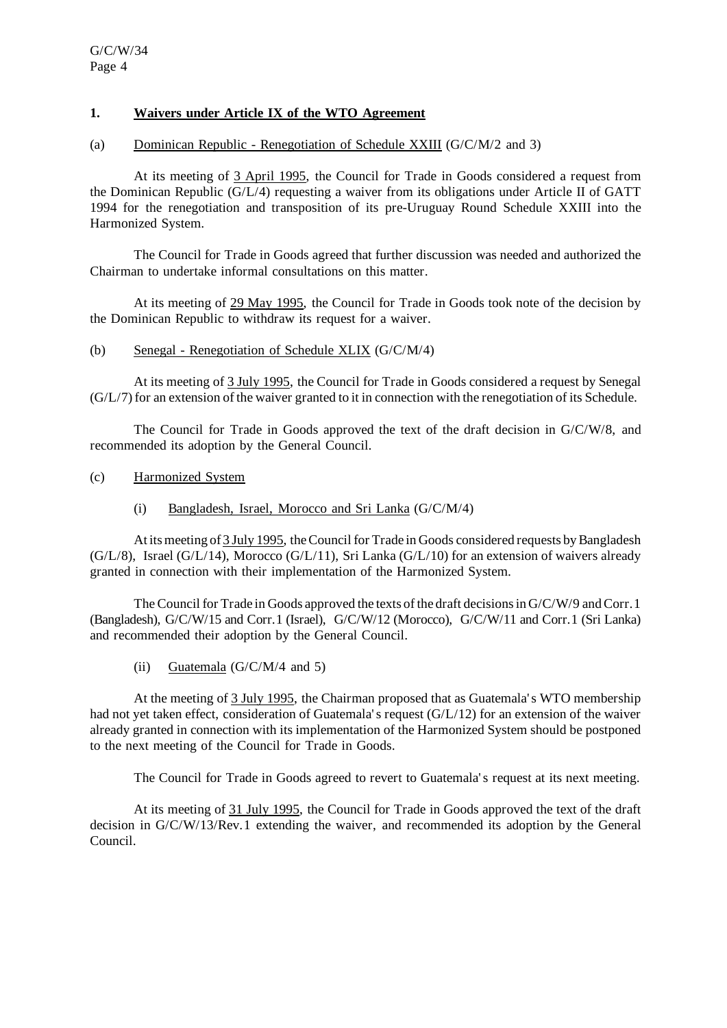## 1. Waivers under Article IX of the WTO Agreement

(a) Dominican Republic - Renegotiation of Schedule XXIII (G/C/M/2 and 3)

At its meeting of 3 April 1995, the Council for Trade in Goods considered a request from the Dominican Republic (G/L/4) requesting a waiver from its obligations under Article II of GATT 1994 for the renegotiation and transposition of its pre-Uruguay Round Schedule XXIII into the Harmonized System.

The Council for Trade in Goods agreed that further discussion was needed and authorized the Chairman to undertake informal consultations on this matter.

At its meeting of 29 May 1995, the Council for Trade in Goods took note of the decision by the Dominican Republic to withdraw its request for a waiver.

(b) Senegal - Renegotiation of Schedule XLIX (G/C/M/4)

At its meeting of 3 July 1995, the Council for Trade in Goods considered a request by Senegal (G/L/7) for an extension of the waiver granted to it in connection with the renegotiation of its Schedule.

The Council for Trade in Goods approved the text of the draft decision in G/C/W/8, and recommended its adoption by the General Council.

(c) Harmonized System

(i) Bangladesh, Israel, Morocco and Sri Lanka (G/C/M/4)

At its meeting of 3 July 1995, the Council for Trade in Goods considered requests by Bangladesh (G/L/8), Israel (G/L/14), Morocco (G/L/11), Sri Lanka (G/L/10) for an extension of waivers already granted in connection with their implementation of the Harmonized System.

The Council for Trade in Goods approved the texts of the draft decisions in G/C/W/9 and Corr.1 (Bangladesh), G/C/W/15 and Corr.1 (Israel), G/C/W/12 (Morocco), G/C/W/11 and Corr.1 (Sri Lanka) and recommended their adoption by the General Council.

(ii) Guatemala (G/C/M/4 and 5)

At the meeting of 3 July 1995, the Chairman proposed that as Guatemala's WTO membership had not yet taken effect, consideration of Guatemala's request (G/L/12) for an extension of the waiver already granted in connection with its implementation of the Harmonized System should be postponed to the next meeting of the Council for Trade in Goods.

The Council for Trade in Goods agreed to revert to Guatemala's request at its next meeting.

At its meeting of 31 July 1995, the Council for Trade in Goods approved the text of the draft decision in G/C/W/13/Rev.1 extending the waiver, and recommended its adoption by the General Council.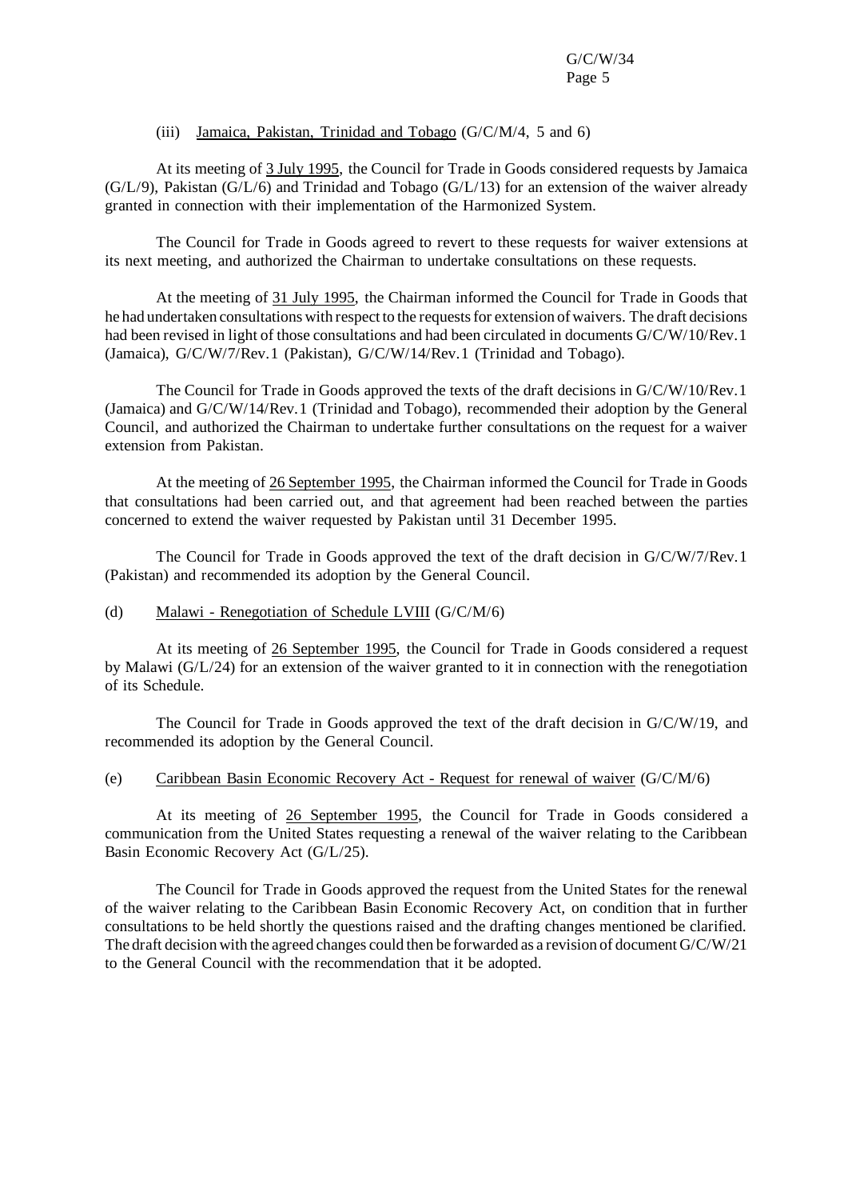(iii) Jamaica, Pakistan, Trinidad and Tobago (G/C/M/4, 5 and 6)

At its meeting of 3 July 1995, the Council for Trade in Goods considered requests by Jamaica (G/L/9), Pakistan (G/L/6) and Trinidad and Tobago (G/L/13) for an extension of the waiver already granted in connection with their implementation of the Harmonized System.

The Council for Trade in Goods agreed to revert to these requests for waiver extensions at its next meeting, and authorized the Chairman to undertake consultations on these requests.

At the meeting of 31 July 1995, the Chairman informed the Council for Trade in Goods that he had undertaken consultations with respect to the requests for extension of waivers. The draft decisions had been revised in light of those consultations and had been circulated in documents G/C/W/10/Rev.1 (Jamaica), G/C/W/7/Rev.1 (Pakistan), G/C/W/14/Rev.1 (Trinidad and Tobago).

The Council for Trade in Goods approved the texts of the draft decisions in G/C/W/10/Rev.1 (Jamaica) and G/C/W/14/Rev.1 (Trinidad and Tobago), recommended their adoption by the General Council, and authorized the Chairman to undertake further consultations on the request for a waiver extension from Pakistan.

At the meeting of 26 September 1995, the Chairman informed the Council for Trade in Goods that consultations had been carried out, and that agreement had been reached between the parties concerned to extend the waiver requested by Pakistan until 31 December 1995.

The Council for Trade in Goods approved the text of the draft decision in G/C/W/7/Rev.1 (Pakistan) and recommended its adoption by the General Council.

(d) Malawi - Renegotiation of Schedule LVIII (G/C/M/6)

At its meeting of 26 September 1995, the Council for Trade in Goods considered a request by Malawi (G/L/24) for an extension of the waiver granted to it in connection with the renegotiation of its Schedule.

The Council for Trade in Goods approved the text of the draft decision in G/C/W/19, and recommended its adoption by the General Council.

(e) Caribbean Basin Economic Recovery Act - Request for renewal of waiver (G/C/M/6)

At its meeting of 26 September 1995, the Council for Trade in Goods considered a communication from the United States requesting a renewal of the waiver relating to the Caribbean Basin Economic Recovery Act (G/L/25).

The Council for Trade in Goods approved the request from the United States for the renewal of the waiver relating to the Caribbean Basin Economic Recovery Act, on condition that in further consultations to be held shortly the questions raised and the drafting changes mentioned be clarified. The draft decision with the agreed changes could then be forwarded as a revision of document G/C/W/21 to the General Council with the recommendation that it be adopted.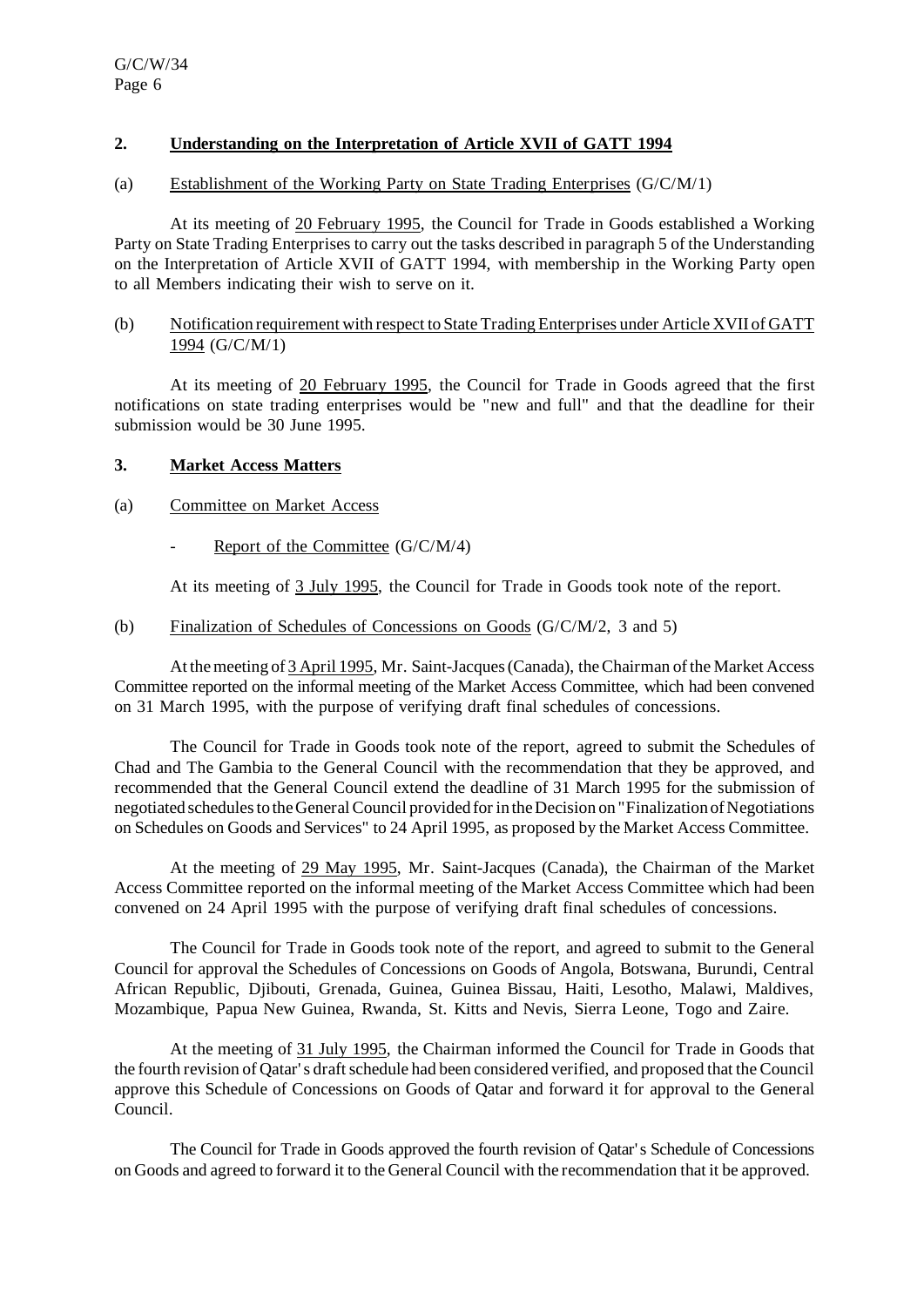## 2. Understanding on the Interpretation of Article XVII of GATT 1994

(a) Establishment of the Working Party on State Trading Enterprises (G/C/M/1)

At its meeting of 20 February 1995, the Council for Trade in Goods established a Working Party on State Trading Enterprises to carry out the tasks described in paragraph 5 of the Understanding on the Interpretation of Article XVII of GATT 1994, with membership in the Working Party open to all Members indicating their wish to serve on it.

(b) Notification requirement with respect to State Trading Enterprises under Article XVII of GATT 1994 (G/C/M/1)

At its meeting of 20 February 1995, the Council for Trade in Goods agreed that the first notifications on state trading enterprises would be "new and full" and that the deadline for their submission would be 30 June 1995.

## 3. Market Access Matters

(a) Committee on Market Access

- Report of the Committee (G/C/M/4)

At its meeting of 3 July 1995, the Council for Trade in Goods took note of the report.

(b) Finalization of Schedules of Concessions on Goods (G/C/M/2, 3 and 5)

At the meeting of 3 April 1995, Mr. Saint-Jacques (Canada), the Chairman of the Market Access Committee reported on the informal meeting of the Market Access Committee, which had been convened on 31 March 1995, with the purpose of verifying draft final schedules of concessions.

The Council for Trade in Goods took note of the report, agreed to submit the Schedules of Chad and The Gambia to the General Council with the recommendation that they be approved, and recommended that the General Council extend the deadline of 31 March 1995 for the submission of negotiated schedules to the General Council provided for in the Decision on "Finalization of Negotiations on Schedules on Goods and Services" to 24 April 1995, as proposed by the Market Access Committee.

At the meeting of 29 May 1995, Mr. Saint-Jacques (Canada), the Chairman of the Market Access Committee reported on the informal meeting of the Market Access Committee which had been convened on 24 April 1995 with the purpose of verifying draft final schedules of concessions.

The Council for Trade in Goods took note of the report, and agreed to submit to the General Council for approval the Schedules of Concessions on Goods of Angola, Botswana, Burundi, Central African Republic, Djibouti, Grenada, Guinea, Guinea Bissau, Haiti, Lesotho, Malawi, Maldives, Mozambique, Papua New Guinea, Rwanda, St. Kitts and Nevis, Sierra Leone, Togo and Zaire.

At the meeting of 31 July 1995, the Chairman informed the Council for Trade in Goods that the fourth revision of Qatar's draft schedule had been considered verified, and proposed that the Council approve this Schedule of Concessions on Goods of Qatar and forward it for approval to the General Council.

The Council for Trade in Goods approved the fourth revision of Qatar's Schedule of Concessions on Goods and agreed to forward it to the General Council with the recommendation that it be approved.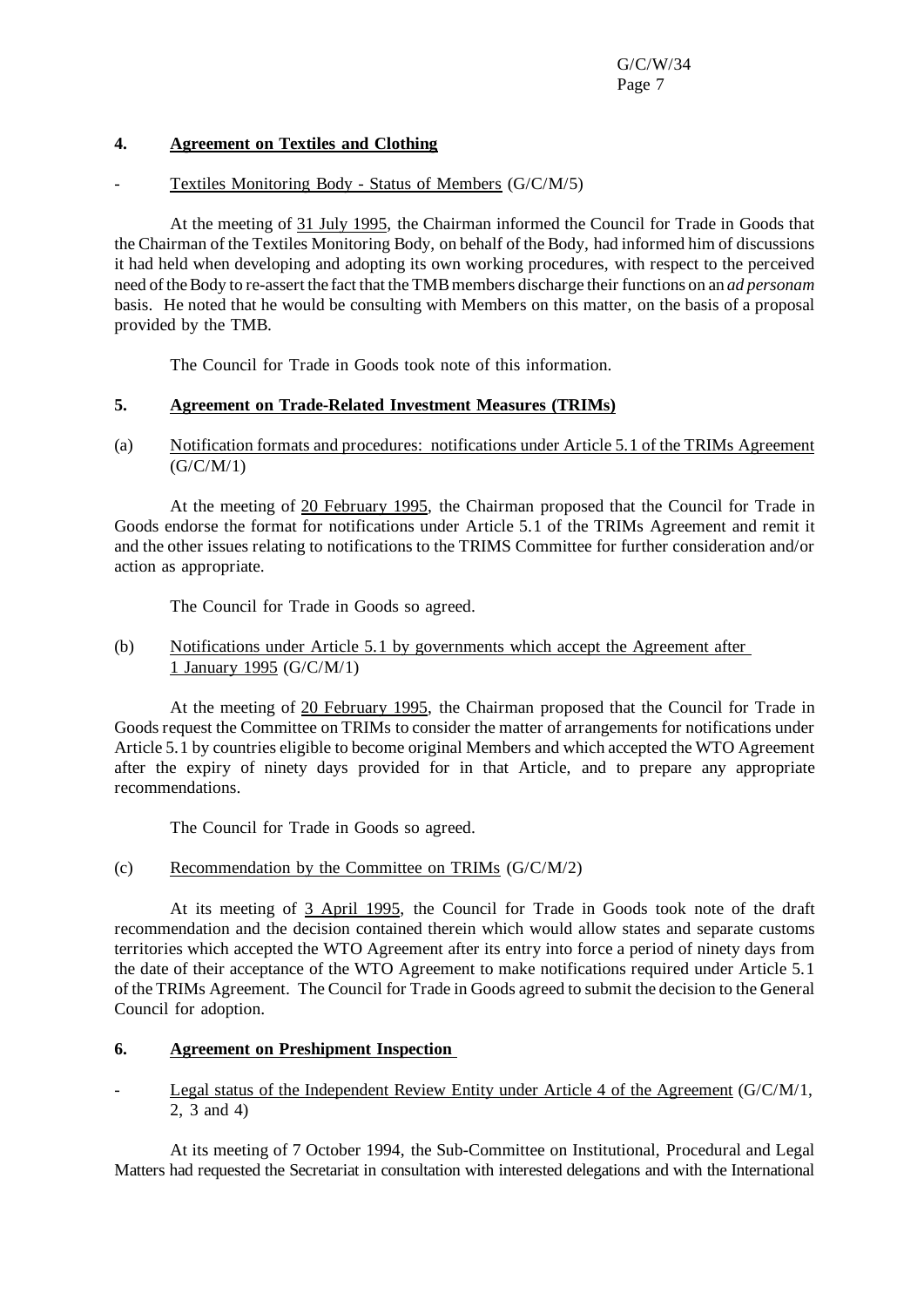## 4. Agreement on Textiles and Clothing

- Textiles Monitoring Body - Status of Members (G/C/M/5)

At the meeting of 31 July 1995, the Chairman informed the Council for Trade in Goods that the Chairman of the Textiles Monitoring Body, on behalf of the Body, had informed him of discussions it had held when developing and adopting its own working procedures, with respect to the perceived need of the Body to re-assert the fact that the TMB members discharge their functions on an *ad personam* basis. He noted that he would be consulting with Members on this matter, on the basis of a proposal provided by the TMB.

The Council for Trade in Goods took note of this information.

## 5. Agreement on Trade-Related Investment Measures (TRIMs)

(a) Notification formats and procedures: notifications under Article 5.1 of the TRIMs Agreement (G/C/M/1)

At the meeting of 20 February 1995, the Chairman proposed that the Council for Trade in Goods endorse the format for notifications under Article 5.1 of the TRIMs Agreement and remit it and the other issues relating to notifications to the TRIMS Committee for further consideration and/or action as appropriate.

The Council for Trade in Goods so agreed.

(b) Notifications under Article 5.1 by governments which accept the Agreement after 1 January 1995 (G/C/M/1)

At the meeting of 20 February 1995, the Chairman proposed that the Council for Trade in Goods request the Committee on TRIMs to consider the matter of arrangements for notifications under Article 5.1 by countries eligible to become original Members and which accepted the WTO Agreement after the expiry of ninety days provided for in that Article, and to prepare any appropriate recommendations.

The Council for Trade in Goods so agreed.

(c) Recommendation by the Committee on TRIMs (G/C/M/2)

At its meeting of 3 April 1995, the Council for Trade in Goods took note of the draft recommendation and the decision contained therein which would allow states and separate customs territories which accepted the WTO Agreement after its entry into force a period of ninety days from the date of their acceptance of the WTO Agreement to make notifications required under Article 5.1 of the TRIMs Agreement. The Council for Trade in Goods agreed to submit the decision to the General Council for adoption.

## 6. Agreement on Preshipment Inspection

- Legal status of the Independent Review Entity under Article 4 of the Agreement (G/C/M/1, 2, 3 and 4)

At its meeting of 7 October 1994, the Sub-Committee on Institutional, Procedural and Legal Matters had requested the Secretariat in consultation with interested delegations and with the International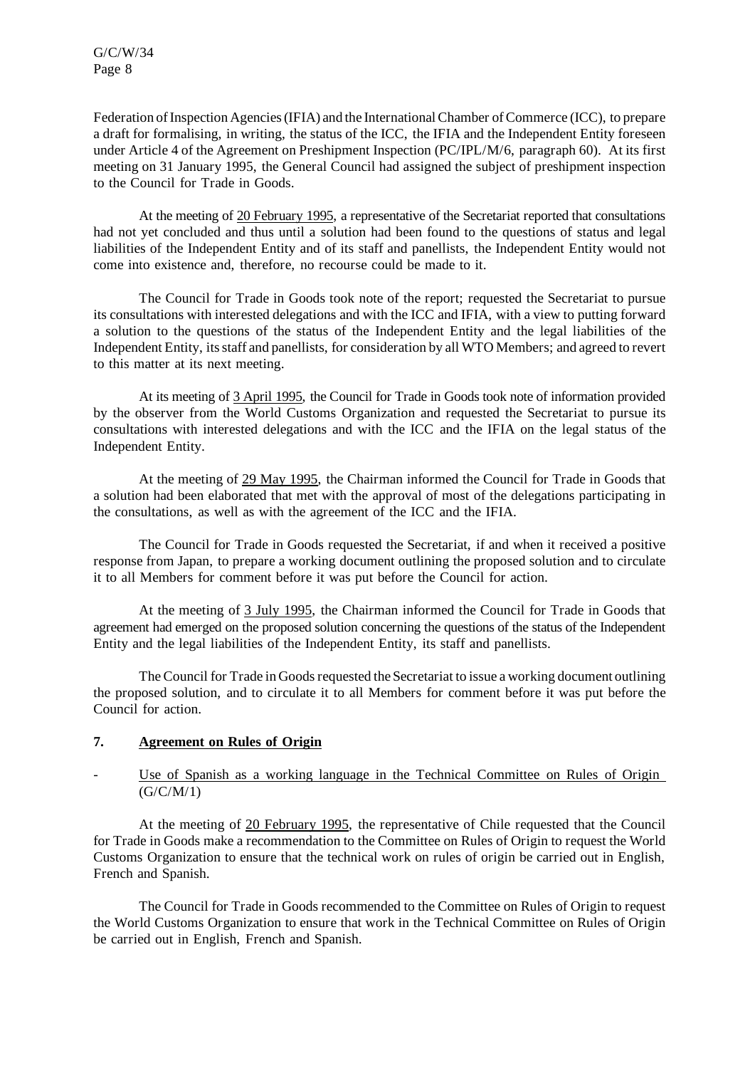Federation of Inspection Agencies (IFIA) and the International Chamber of Commerce (ICC), to prepare a draft for formalising, in writing, the status of the ICC, the IFIA and the Independent Entity foreseen under Article 4 of the Agreement on Preshipment Inspection (PC/IPL/M/6, paragraph 60). At its first meeting on 31 January 1995, the General Council had assigned the subject of preshipment inspection to the Council for Trade in Goods.

At the meeting of 20 February 1995, a representative of the Secretariat reported that consultations had not yet concluded and thus until a solution had been found to the questions of status and legal liabilities of the Independent Entity and of its staff and panellists, the Independent Entity would not come into existence and, therefore, no recourse could be made to it.

The Council for Trade in Goods took note of the report; requested the Secretariat to pursue its consultations with interested delegations and with the ICC and IFIA, with a view to putting forward a solution to the questions of the status of the Independent Entity and the legal liabilities of the Independent Entity, its staff and panellists, for consideration by all WTO Members; and agreed to revert to this matter at its next meeting.

At its meeting of 3 April 1995, the Council for Trade in Goods took note of information provided by the observer from the World Customs Organization and requested the Secretariat to pursue its consultations with interested delegations and with the ICC and the IFIA on the legal status of the Independent Entity.

At the meeting of 29 May 1995, the Chairman informed the Council for Trade in Goods that a solution had been elaborated that met with the approval of most of the delegations participating in the consultations, as well as with the agreement of the ICC and the IFIA.

The Council for Trade in Goods requested the Secretariat, if and when it received a positive response from Japan, to prepare a working document outlining the proposed solution and to circulate it to all Members for comment before it was put before the Council for action.

At the meeting of 3 July 1995, the Chairman informed the Council for Trade in Goods that agreement had emerged on the proposed solution concerning the questions of the status of the Independent Entity and the legal liabilities of the Independent Entity, its staff and panellists.

The Council for Trade in Goods requested the Secretariat to issue a working document outlining the proposed solution, and to circulate it to all Members for comment before it was put before the Council for action.

## 7. Agreement on Rules of Origin

- Use of Spanish as a working language in the Technical Committee on Rules of Origin (G/C/M/1)

At the meeting of 20 February 1995, the representative of Chile requested that the Council for Trade in Goods make a recommendation to the Committee on Rules of Origin to request the World Customs Organization to ensure that the technical work on rules of origin be carried out in English, French and Spanish.

The Council for Trade in Goods recommended to the Committee on Rules of Origin to request the World Customs Organization to ensure that work in the Technical Committee on Rules of Origin be carried out in English, French and Spanish.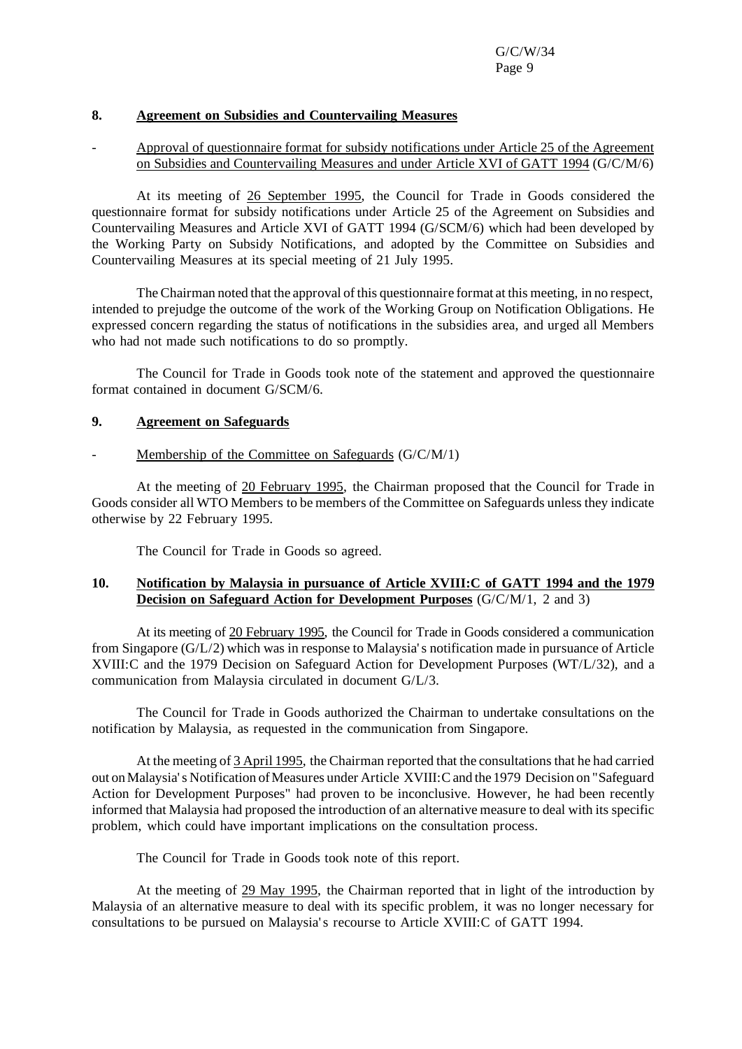## 8. Agreement on Subsidies and Countervailing Measures

- Approval of questionnaire format for subsidy notifications under Article 25 of the Agreement on Subsidies and Countervailing Measures and under Article XVI of GATT 1994 (G/C/M/6)

At its meeting of 26 September 1995, the Council for Trade in Goods considered the questionnaire format for subsidy notifications under Article 25 of the Agreement on Subsidies and Countervailing Measures and Article XVI of GATT 1994 (G/SCM/6) which had been developed by the Working Party on Subsidy Notifications, and adopted by the Committee on Subsidies and Countervailing Measures at its special meeting of 21 July 1995.

The Chairman noted that the approval of this questionnaire format at this meeting, in no respect, intended to prejudge the outcome of the work of the Working Group on Notification Obligations. He expressed concern regarding the status of notifications in the subsidies area, and urged all Members who had not made such notifications to do so promptly.

The Council for Trade in Goods took note of the statement and approved the questionnaire format contained in document G/SCM/6.

## 9. Agreement on Safeguards

- Membership of the Committee on Safeguards (G/C/M/1)

At the meeting of 20 February 1995, the Chairman proposed that the Council for Trade in Goods consider all WTO Members to be members of the Committee on Safeguards unless they indicate otherwise by 22 February 1995.

The Council for Trade in Goods so agreed.

## 10. Notification by Malaysia in pursuance of Article XVIII:C of GATT 1994 and the 1979 Decision on Safeguard Action for Development Purposes (G/C/M/1, 2 and 3)

At its meeting of 20 February 1995, the Council for Trade in Goods considered a communication from Singapore (G/L/2) which was in response to Malaysia's notification made in pursuance of Article XVIII:C and the 1979 Decision on Safeguard Action for Development Purposes (WT/L/32), and a communication from Malaysia circulated in document G/L/3.

The Council for Trade in Goods authorized the Chairman to undertake consultations on the notification by Malaysia, as requested in the communication from Singapore.

At the meeting of 3 April 1995, the Chairman reported that the consultations that he had carried out on Malaysia's Notification of Measures under Article XVIII:C and the 1979 Decision on "Safeguard Action for Development Purposes" had proven to be inconclusive. However, he had been recently informed that Malaysia had proposed the introduction of an alternative measure to deal with its specific problem, which could have important implications on the consultation process.

The Council for Trade in Goods took note of this report.

At the meeting of 29 May 1995, the Chairman reported that in light of the introduction by Malaysia of an alternative measure to deal with its specific problem, it was no longer necessary for consultations to be pursued on Malaysia's recourse to Article XVIII:C of GATT 1994.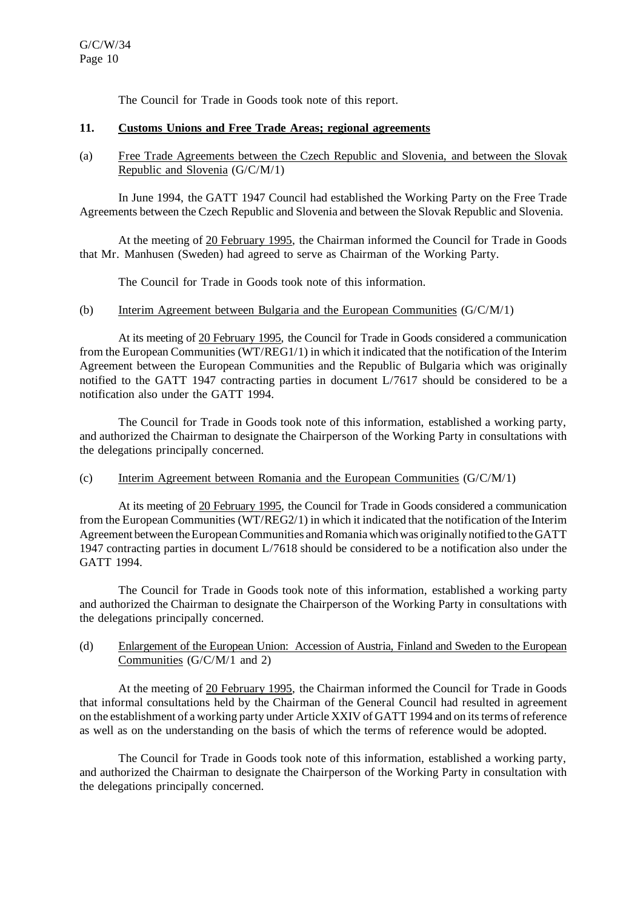The Council for Trade in Goods took note of this report.

## 11. Customs Unions and Free Trade Areas; regional agreements

(a) Free Trade Agreements between the Czech Republic and Slovenia, and between the Slovak Republic and Slovenia (G/C/M/1)

In June 1994, the GATT 1947 Council had established the Working Party on the Free Trade Agreements between the Czech Republic and Slovenia and between the Slovak Republic and Slovenia.

At the meeting of 20 February 1995, the Chairman informed the Council for Trade in Goods that Mr. Manhusen (Sweden) had agreed to serve as Chairman of the Working Party.

The Council for Trade in Goods took note of this information.

(b) Interim Agreement between Bulgaria and the European Communities (G/C/M/1)

At its meeting of 20 February 1995, the Council for Trade in Goods considered a communication from the European Communities (WT/REG1/1) in which it indicated that the notification of the Interim Agreement between the European Communities and the Republic of Bulgaria which was originally notified to the GATT 1947 contracting parties in document L/7617 should be considered to be a notification also under the GATT 1994.

The Council for Trade in Goods took note of this information, established a working party, and authorized the Chairman to designate the Chairperson of the Working Party in consultations with the delegations principally concerned.

(c) Interim Agreement between Romania and the European Communities (G/C/M/1)

At its meeting of 20 February 1995, the Council for Trade in Goods considered a communication from the European Communities (WT/REG2/1) in which it indicated that the notification of the Interim Agreement between the European Communities and Romania which was originally notified to the GATT 1947 contracting parties in document L/7618 should be considered to be a notification also under the GATT 1994.

The Council for Trade in Goods took note of this information, established a working party and authorized the Chairman to designate the Chairperson of the Working Party in consultations with the delegations principally concerned.

(d) Enlargement of the European Union: Accession of Austria, Finland and Sweden to the European Communities (G/C/M/1 and 2)

At the meeting of 20 February 1995, the Chairman informed the Council for Trade in Goods that informal consultations held by the Chairman of the General Council had resulted in agreement on the establishment of a working party under Article XXIV of GATT 1994 and on its terms of reference as well as on the understanding on the basis of which the terms of reference would be adopted.

The Council for Trade in Goods took note of this information, established a working party, and authorized the Chairman to designate the Chairperson of the Working Party in consultation with the delegations principally concerned.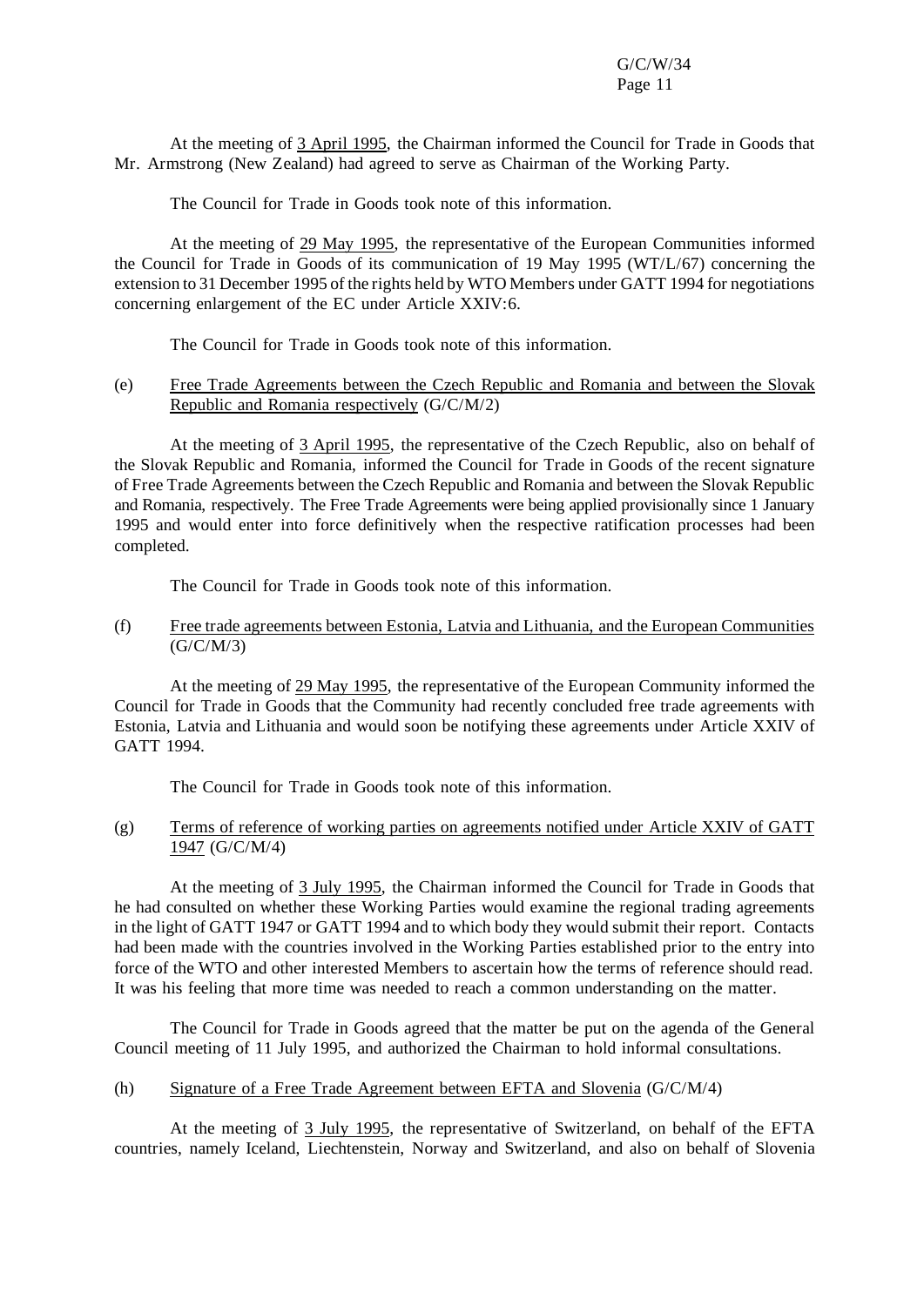At the meeting of 3 April 1995, the Chairman informed the Council for Trade in Goods that Mr. Armstrong (New Zealand) had agreed to serve as Chairman of the Working Party.

The Council for Trade in Goods took note of this information.

At the meeting of 29 May 1995, the representative of the European Communities informed the Council for Trade in Goods of its communication of 19 May 1995 (WT/L/67) concerning the extension to 31 December 1995 of the rights held by WTO Members under GATT 1994 for negotiations concerning enlargement of the EC under Article XXIV:6.

The Council for Trade in Goods took note of this information.

(e) Free Trade Agreements between the Czech Republic and Romania and between the Slovak Republic and Romania respectively (G/C/M/2)

At the meeting of 3 April 1995, the representative of the Czech Republic, also on behalf of the Slovak Republic and Romania, informed the Council for Trade in Goods of the recent signature of Free Trade Agreements between the Czech Republic and Romania and between the Slovak Republic and Romania, respectively. The Free Trade Agreements were being applied provisionally since 1 January 1995 and would enter into force definitively when the respective ratification processes had been completed.

The Council for Trade in Goods took note of this information.

(f) Free trade agreements between Estonia, Latvia and Lithuania, and the European Communities (G/C/M/3)

At the meeting of 29 May 1995, the representative of the European Community informed the Council for Trade in Goods that the Community had recently concluded free trade agreements with Estonia, Latvia and Lithuania and would soon be notifying these agreements under Article XXIV of GATT 1994.

The Council for Trade in Goods took note of this information.

(g) Terms of reference of working parties on agreements notified under Article XXIV of GATT 1947 (G/C/M/4)

At the meeting of 3 July 1995, the Chairman informed the Council for Trade in Goods that he had consulted on whether these Working Parties would examine the regional trading agreements in the light of GATT 1947 or GATT 1994 and to which body they would submit their report. Contacts had been made with the countries involved in the Working Parties established prior to the entry into force of the WTO and other interested Members to ascertain how the terms of reference should read. It was his feeling that more time was needed to reach a common understanding on the matter.

The Council for Trade in Goods agreed that the matter be put on the agenda of the General Council meeting of 11 July 1995, and authorized the Chairman to hold informal consultations.

(h) Signature of a Free Trade Agreement between EFTA and Slovenia (G/C/M/4)

At the meeting of 3 July 1995, the representative of Switzerland, on behalf of the EFTA countries, namely Iceland, Liechtenstein, Norway and Switzerland, and also on behalf of Slovenia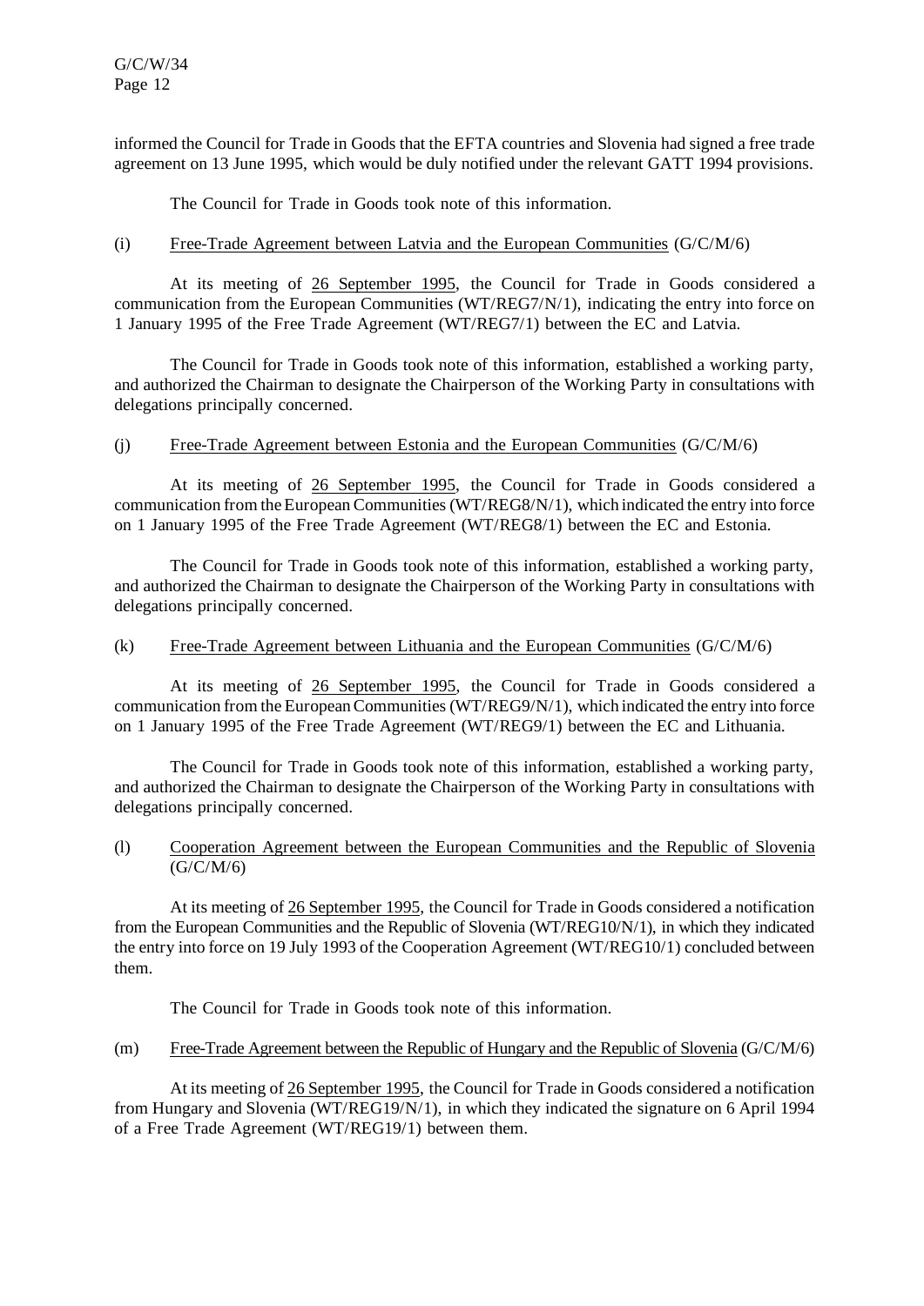informed the Council for Trade in Goods that the EFTA countries and Slovenia had signed a free trade agreement on 13 June 1995, which would be duly notified under the relevant GATT 1994 provisions.

The Council for Trade in Goods took note of this information.

(i) Free-Trade Agreement between Latvia and the European Communities (G/C/M/6)

At its meeting of 26 September 1995, the Council for Trade in Goods considered a communication from the European Communities (WT/REG7/N/1), indicating the entry into force on 1 January 1995 of the Free Trade Agreement (WT/REG7/1) between the EC and Latvia.

The Council for Trade in Goods took note of this information, established a working party, and authorized the Chairman to designate the Chairperson of the Working Party in consultations with delegations principally concerned.

(j) Free-Trade Agreement between Estonia and the European Communities (G/C/M/6)

At its meeting of 26 September 1995, the Council for Trade in Goods considered a communication from the European Communities (WT/REG8/N/1), which indicated the entry into force on 1 January 1995 of the Free Trade Agreement (WT/REG8/1) between the EC and Estonia.

The Council for Trade in Goods took note of this information, established a working party, and authorized the Chairman to designate the Chairperson of the Working Party in consultations with delegations principally concerned.

(k) Free-Trade Agreement between Lithuania and the European Communities (G/C/M/6)

At its meeting of 26 September 1995, the Council for Trade in Goods considered a communication from the European Communities (WT/REG9/N/1), which indicated the entry into force on 1 January 1995 of the Free Trade Agreement (WT/REG9/1) between the EC and Lithuania.

The Council for Trade in Goods took note of this information, established a working party, and authorized the Chairman to designate the Chairperson of the Working Party in consultations with delegations principally concerned.

(l) Cooperation Agreement between the European Communities and the Republic of Slovenia (G/C/M/6)

At its meeting of 26 September 1995, the Council for Trade in Goods considered a notification from the European Communities and the Republic of Slovenia (WT/REG10/N/1), in which they indicated the entry into force on 19 July 1993 of the Cooperation Agreement (WT/REG10/1) concluded between them.

The Council for Trade in Goods took note of this information.

(m) Free-Trade Agreement between the Republic of Hungary and the Republic of Slovenia (G/C/M/6)

At its meeting of 26 September 1995, the Council for Trade in Goods considered a notification from Hungary and Slovenia (WT/REG19/N/1), in which they indicated the signature on 6 April 1994 of a Free Trade Agreement (WT/REG19/1) between them.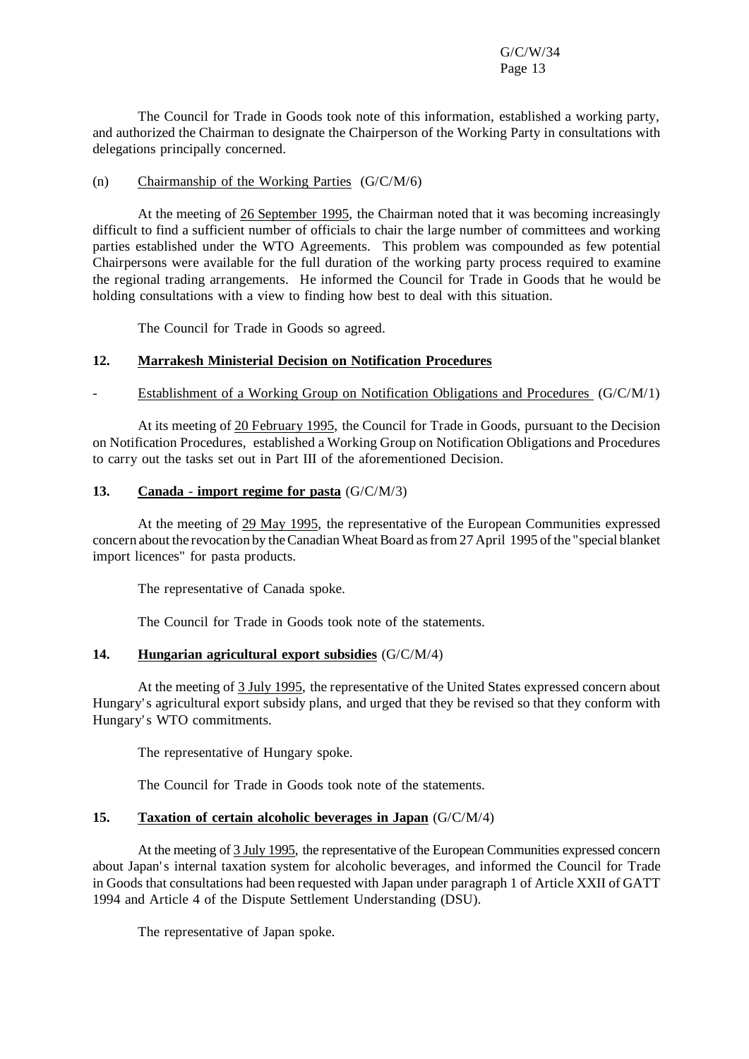The Council for Trade in Goods took note of this information, established a working party, and authorized the Chairman to designate the Chairperson of the Working Party in consultations with delegations principally concerned.

(n) Chairmanship of the Working Parties (G/C/M/6)

At the meeting of 26 September 1995, the Chairman noted that it was becoming increasingly difficult to find a sufficient number of officials to chair the large number of committees and working parties established under the WTO Agreements. This problem was compounded as few potential Chairpersons were available for the full duration of the working party process required to examine the regional trading arrangements. He informed the Council for Trade in Goods that he would be holding consultations with a view to finding how best to deal with this situation.

The Council for Trade in Goods so agreed.

## 12. Marrakesh Ministerial Decision on Notification Procedures

- Establishment of a Working Group on Notification Obligations and Procedures (G/C/M/1)

At its meeting of 20 February 1995, the Council for Trade in Goods, pursuant to the Decision on Notification Procedures, established a Working Group on Notification Obligations and Procedures to carry out the tasks set out in Part III of the aforementioned Decision.

## 13. Canada - import regime for pasta (G/C/M/3)

At the meeting of 29 May 1995, the representative of the European Communities expressed concern about the revocation by the Canadian Wheat Board as from 27 April 1995 of the "special blanket import licences" for pasta products.

The representative of Canada spoke.

The Council for Trade in Goods took note of the statements.

## 14. Hungarian agricultural export subsidies (G/C/M/4)

At the meeting of 3 July 1995, the representative of the United States expressed concern about Hungary's agricultural export subsidy plans, and urged that they be revised so that they conform with Hungary's WTO commitments.

The representative of Hungary spoke.

The Council for Trade in Goods took note of the statements.

## 15. Taxation of certain alcoholic beverages in Japan (G/C/M/4)

At the meeting of 3 July 1995, the representative of the European Communities expressed concern about Japan's internal taxation system for alcoholic beverages, and informed the Council for Trade in Goods that consultations had been requested with Japan under paragraph 1 of Article XXII of GATT 1994 and Article 4 of the Dispute Settlement Understanding (DSU).

The representative of Japan spoke.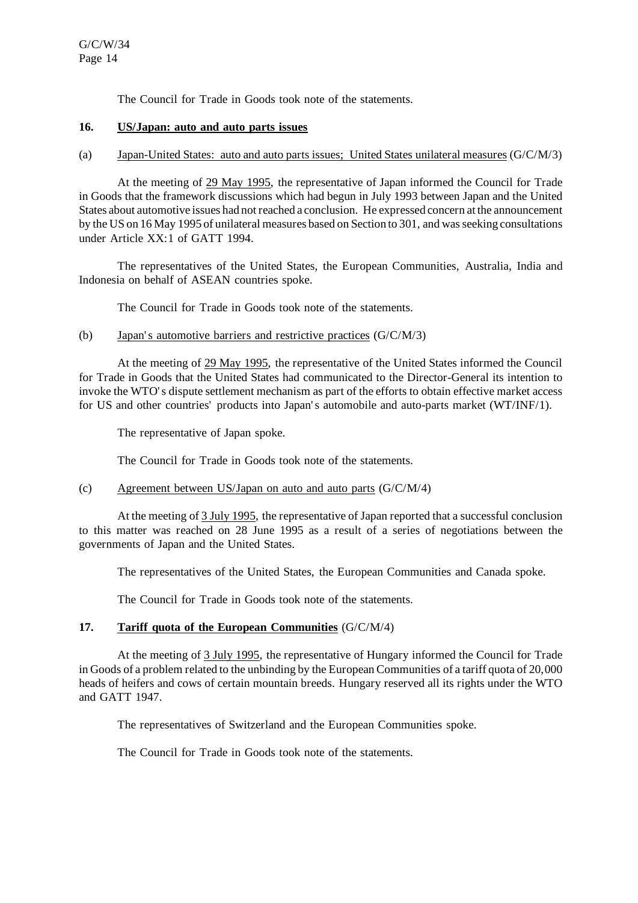The Council for Trade in Goods took note of the statements.

## 16. US/Japan: auto and auto parts issues

(a) Japan-United States: auto and auto parts issues; United States unilateral measures (G/C/M/3)

At the meeting of 29 May 1995, the representative of Japan informed the Council for Trade in Goods that the framework discussions which had begun in July 1993 between Japan and the United States about automotive issues had not reached a conclusion. He expressed concern at the announcement by the US on 16 May 1995 of unilateral measures based on Section to 301, and was seeking consultations under Article XX:1 of GATT 1994.

The representatives of the United States, the European Communities, Australia, India and Indonesia on behalf of ASEAN countries spoke.

The Council for Trade in Goods took note of the statements.

(b) Japan's automotive barriers and restrictive practices (G/C/M/3)

At the meeting of 29 May 1995, the representative of the United States informed the Council for Trade in Goods that the United States had communicated to the Director-General its intention to invoke the WTO's dispute settlement mechanism as part of the efforts to obtain effective market access for US and other countries' products into Japan's automobile and auto-parts market (WT/INF/1).

The representative of Japan spoke.

The Council for Trade in Goods took note of the statements.

(c) Agreement between US/Japan on auto and auto parts (G/C/M/4)

At the meeting of 3 July 1995, the representative of Japan reported that a successful conclusion to this matter was reached on 28 June 1995 as a result of a series of negotiations between the governments of Japan and the United States.

The representatives of the United States, the European Communities and Canada spoke.

The Council for Trade in Goods took note of the statements.

## 17. Tariff quota of the European Communities (G/C/M/4)

At the meeting of 3 July 1995, the representative of Hungary informed the Council for Trade in Goods of a problem related to the unbinding by the European Communities of a tariff quota of 20,000 heads of heifers and cows of certain mountain breeds. Hungary reserved all its rights under the WTO and GATT 1947.

The representatives of Switzerland and the European Communities spoke.

The Council for Trade in Goods took note of the statements.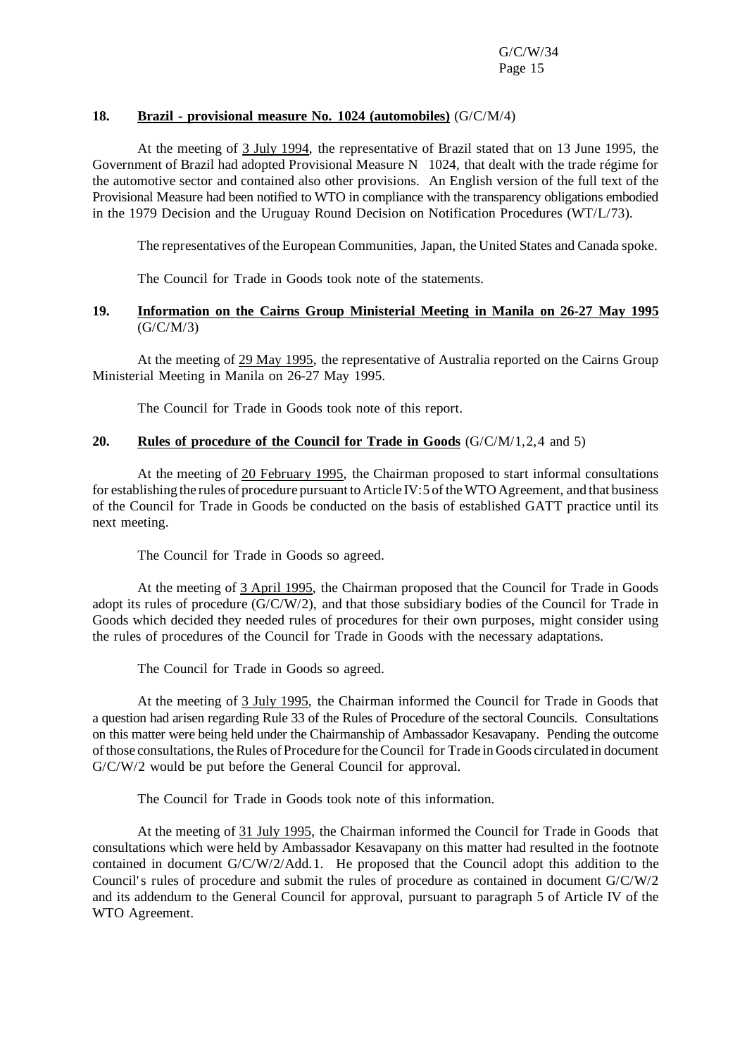**18. Brazil - provisional measure No. 1024 (automobiles)** (G/C/M/4)

At the meeting of 3 July 1994, the representative of Brazil stated that on 13 June 1995, the Government of Brazil had adopted Provisional Measure N 1024, that dealt with the trade régime for the automotive sector and contained also other provisions. An English version of the full text of the Provisional Measure had been notified to WTO in compliance with the transparency obligations embodied in the 1979 Decision and the Uruguay Round Decision on Notification Procedures (WT/L/73).

The representatives of the European Communities, Japan, the United States and Canada spoke.

The Council for Trade in Goods took note of the statements.

**19. Information on the Cairns Group Ministerial Meeting in Manila on 26-27 May 1995** (G/C/M/3)

At the meeting of 29 May 1995, the representative of Australia reported on the Cairns Group Ministerial Meeting in Manila on 26-27 May 1995.

The Council for Trade in Goods took note of this report.

**20. Rules of procedure of the Council for Trade in Goods** (G/C/M/1,2,4 and 5)

At the meeting of 20 February 1995, the Chairman proposed to start informal consultations for establishing the rules of procedure pursuant to Article IV:5 of the WTO Agreement, and that business of the Council for Trade in Goods be conducted on the basis of established GATT practice until its next meeting.

The Council for Trade in Goods so agreed.

At the meeting of 3 April 1995, the Chairman proposed that the Council for Trade in Goods adopt its rules of procedure (G/C/W/2), and that those subsidiary bodies of the Council for Trade in Goods which decided they needed rules of procedures for their own purposes, might consider using the rules of procedures of the Council for Trade in Goods with the necessary adaptations.

The Council for Trade in Goods so agreed.

At the meeting of 3 July 1995, the Chairman informed the Council for Trade in Goods that a question had arisen regarding Rule 33 of the Rules of Procedure of the sectoral Councils. Consultations on this matter were being held under the Chairmanship of Ambassador Kesavapany. Pending the outcome of those consultations, the Rules of Procedure for the Council for Trade in Goods circulated in document G/C/W/2 would be put before the General Council for approval.

The Council for Trade in Goods took note of this information.

At the meeting of 31 July 1995, the Chairman informed the Council for Trade in Goods that consultations which were held by Ambassador Kesavapany on this matter had resulted in the footnote contained in document G/C/W/2/Add.1. He proposed that the Council adopt this addition to the Council's rules of procedure and submit the rules of procedure as contained in document G/C/W/2 and its addendum to the General Council for approval, pursuant to paragraph 5 of Article IV of the WTO Agreement.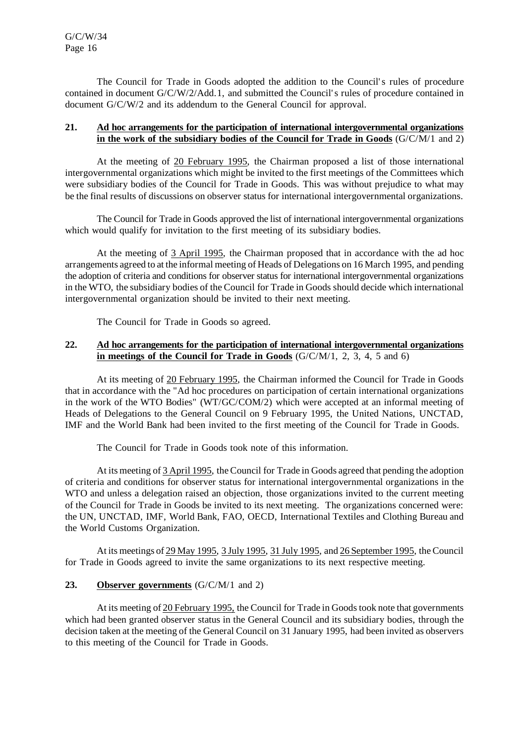The Council for Trade in Goods adopted the addition to the Council's rules of procedure contained in document G/C/W/2/Add.1, and submitted the Council's rules of procedure contained in document G/C/W/2 and its addendum to the General Council for approval.

**21. Ad hoc arrangements for the participation of international intergovernmental organizations in the work of the subsidiary bodies of the Council for Trade in Goods** (G/C/M/1 and 2)

At the meeting of 20 February 1995, the Chairman proposed a list of those international intergovernmental organizations which might be invited to the first meetings of the Committees which were subsidiary bodies of the Council for Trade in Goods. This was without prejudice to what may be the final results of discussions on observer status for international intergovernmental organizations.

The Council for Trade in Goods approved the list of international intergovernmental organizations which would qualify for invitation to the first meeting of its subsidiary bodies.

At the meeting of 3 April 1995, the Chairman proposed that in accordance with the ad hoc arrangements agreed to at the informal meeting of Heads of Delegations on 16 March 1995, and pending the adoption of criteria and conditions for observer status for international intergovernmental organizations in the WTO, the subsidiary bodies of the Council for Trade in Goods should decide which international intergovernmental organization should be invited to their next meeting.

The Council for Trade in Goods so agreed.

**22. Ad hoc arrangements for the participation of international intergovernmental organizations in meetings of the Council for Trade in Goods** (G/C/M/1, 2, 3, 4, 5 and 6)

At its meeting of 20 February 1995, the Chairman informed the Council for Trade in Goods that in accordance with the "Ad hoc procedures on participation of certain international organizations in the work of the WTO Bodies" (WT/GC/COM/2) which were accepted at an informal meeting of Heads of Delegations to the General Council on 9 February 1995, the United Nations, UNCTAD, IMF and the World Bank had been invited to the first meeting of the Council for Trade in Goods.

The Council for Trade in Goods took note of this information.

At its meeting of 3 April 1995, the Council for Trade in Goods agreed that pending the adoption of criteria and conditions for observer status for international intergovernmental organizations in the WTO and unless a delegation raised an objection, those organizations invited to the current meeting of the Council for Trade in Goods be invited to its next meeting. The organizations concerned were: the UN, UNCTAD, IMF, World Bank, FAO, OECD, International Textiles and Clothing Bureau and the World Customs Organization.

At its meetings of 29 May 1995, 3 July 1995, 31 July 1995, and 26 September 1995, the Council for Trade in Goods agreed to invite the same organizations to its next respective meeting.

**23. Observer governments** (G/C/M/1 and 2)

At its meeting of 20 February 1995, the Council for Trade in Goods took note that governments which had been granted observer status in the General Council and its subsidiary bodies, through the decision taken at the meeting of the General Council on 31 January 1995, had been invited as observers to this meeting of the Council for Trade in Goods.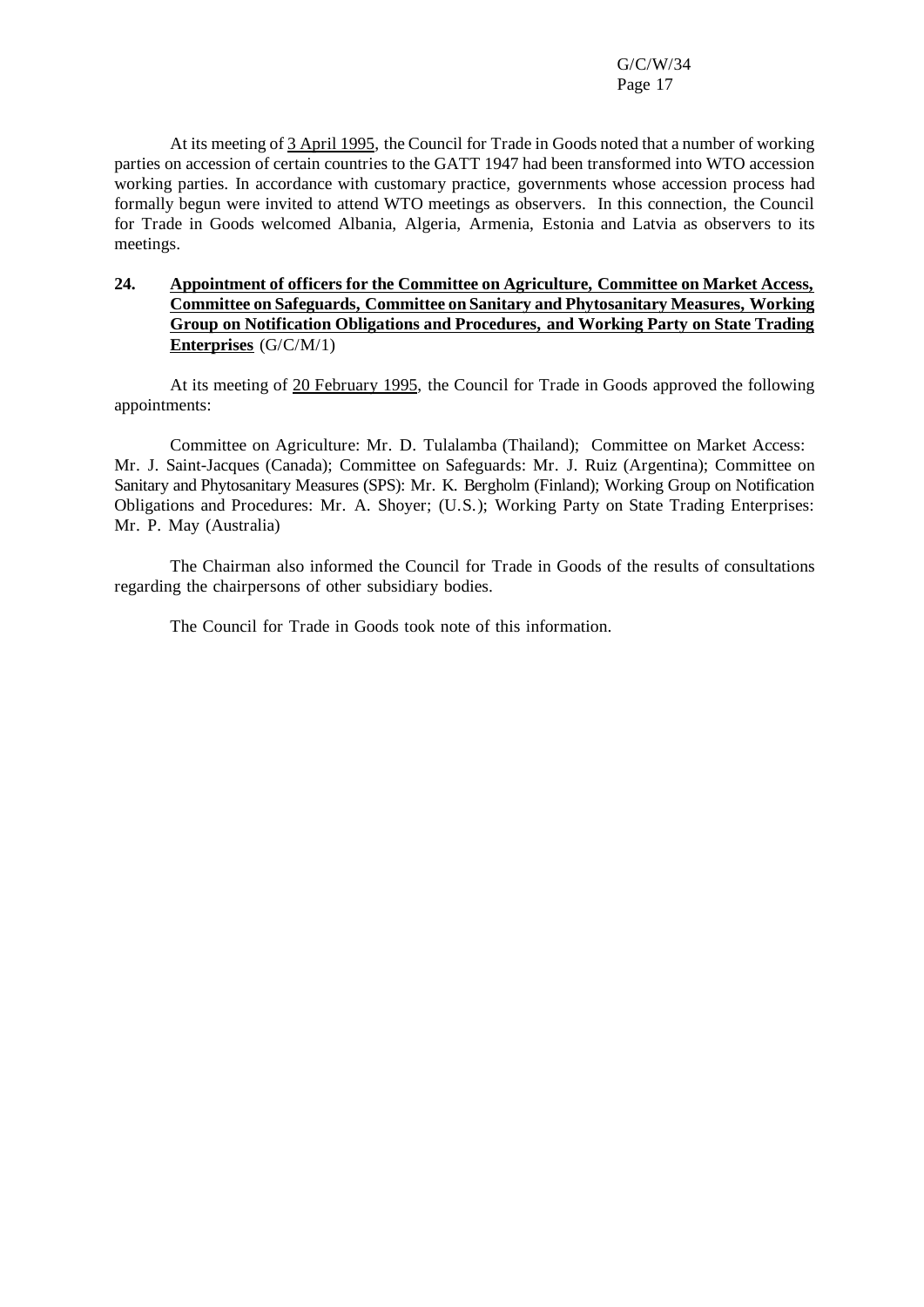At its meeting of 3 April 1995, the Council for Trade in Goods noted that a number of working parties on accession of certain countries to the GATT 1947 had been transformed into WTO accession working parties. In accordance with customary practice, governments whose accession process had formally begun were invited to attend WTO meetings as observers. In this connection, the Council for Trade in Goods welcomed Albania, Algeria, Armenia, Estonia and Latvia as observers to its meetings.

**24. Appointment of officers for the Committee on Agriculture, Committee on Market Access, Committee on Safeguards, Committee on Sanitary and Phytosanitary Measures, Working Group on Notification Obligations and Procedures, and Working Party on State Trading Enterprises** (G/C/M/1)

At its meeting of 20 February 1995, the Council for Trade in Goods approved the following appointments:

Committee on Agriculture: Mr. D. Tulalamba (Thailand); Committee on Market Access: Mr. J. Saint-Jacques (Canada); Committee on Safeguards: Mr. J. Ruiz (Argentina); Committee on Sanitary and Phytosanitary Measures (SPS): Mr. K. Bergholm (Finland); Working Group on Notification Obligations and Procedures: Mr. A. Shoyer; (U.S.); Working Party on State Trading Enterprises: Mr. P. May (Australia)

The Chairman also informed the Council for Trade in Goods of the results of consultations regarding the chairpersons of other subsidiary bodies.

The Council for Trade in Goods took note of this information.